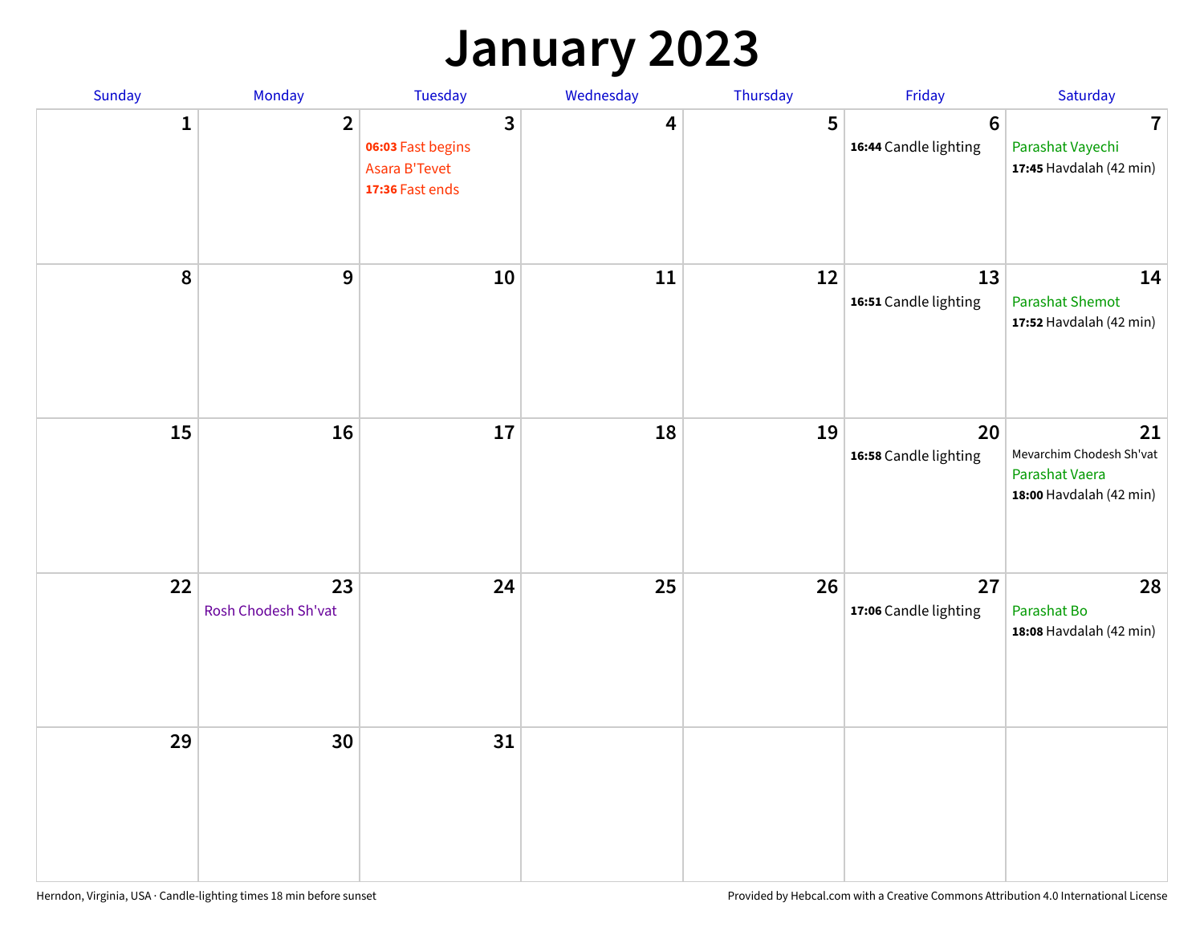# January 2023

| Sunday | Monday | Tuesday | Wednesday | Thursday | Friday | Saturday |
|---|---|---|---|---|---|---|
| 1 | 2 | 3<br>**06:03** Fast begins<br>Asara B'Tevet<br>**17:36** Fast ends | 4 | 5 | 6<br>**16:44** Candle lighting | 7<br>Parashat Vayechi<br>**17:45** Havdalah (42 min) |
| 8 | 9 | 10 | 11 | 12 | 13<br>**16:51** Candle lighting | 14<br>Parashat Shemot<br>**17:52** Havdalah (42 min) |
| 15 | 16 | 17 | 18 | 19 | 20<br>**16:58** Candle lighting | 21<br>Mevarchim Chodesh Sh'vat<br>Parashat Vaera<br>**18:00** Havdalah (42 min) |
| 22 | 23<br>Rosh Chodesh Sh'vat | 24 | 25 | 26 | 27<br>**17:06** Candle lighting | 28<br>Parashat Bo<br>**18:08** Havdalah (42 min) |
| 29 | 30 | 31 | | | | |

Herndon, Virginia, USA · Candle-lighting times 18 min before sunset

Provided by Hebcal.com with a Creative Commons Attribution 4.0 International License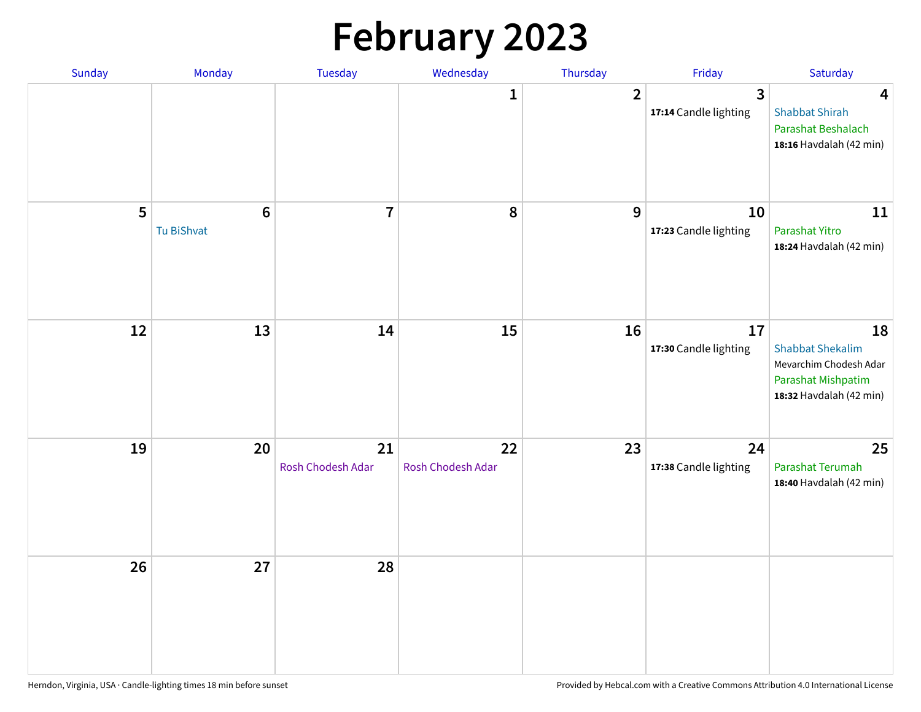# February 2023

| Sunday | Monday | Tuesday | Wednesday | Thursday | Friday | Saturday |
|---|---|---|---|---|---|---|
| | | | 1 | 2 | 3<br>**17:14** Candle lighting | 4<br>Shabbat Shirah<br>Parashat Beshalach<br>**18:16** Havdalah (42 min) |
| 5 | 6<br>Tu BiShvat | 7 | 8 | 9 | 10<br>**17:23** Candle lighting | 11<br>Parashat Yitro<br>**18:24** Havdalah (42 min) |
| 12 | 13 | 14 | 15 | 16 | 17<br>**17:30** Candle lighting | 18<br>Shabbat Shekalim<br>Mevarchim Chodesh Adar<br>Parashat Mishpatim<br>**18:32** Havdalah (42 min) |
| 19 | 20 | 21<br>Rosh Chodesh Adar | 22<br>Rosh Chodesh Adar | 23 | 24<br>**17:38** Candle lighting | 25<br>Parashat Terumah<br>**18:40** Havdalah (42 min) |
| 26 | 27 | 28 | | | | |

Herndon, Virginia, USA · Candle-lighting times 18 min before sunset

Provided by Hebcal.com with a Creative Commons Attribution 4.0 International License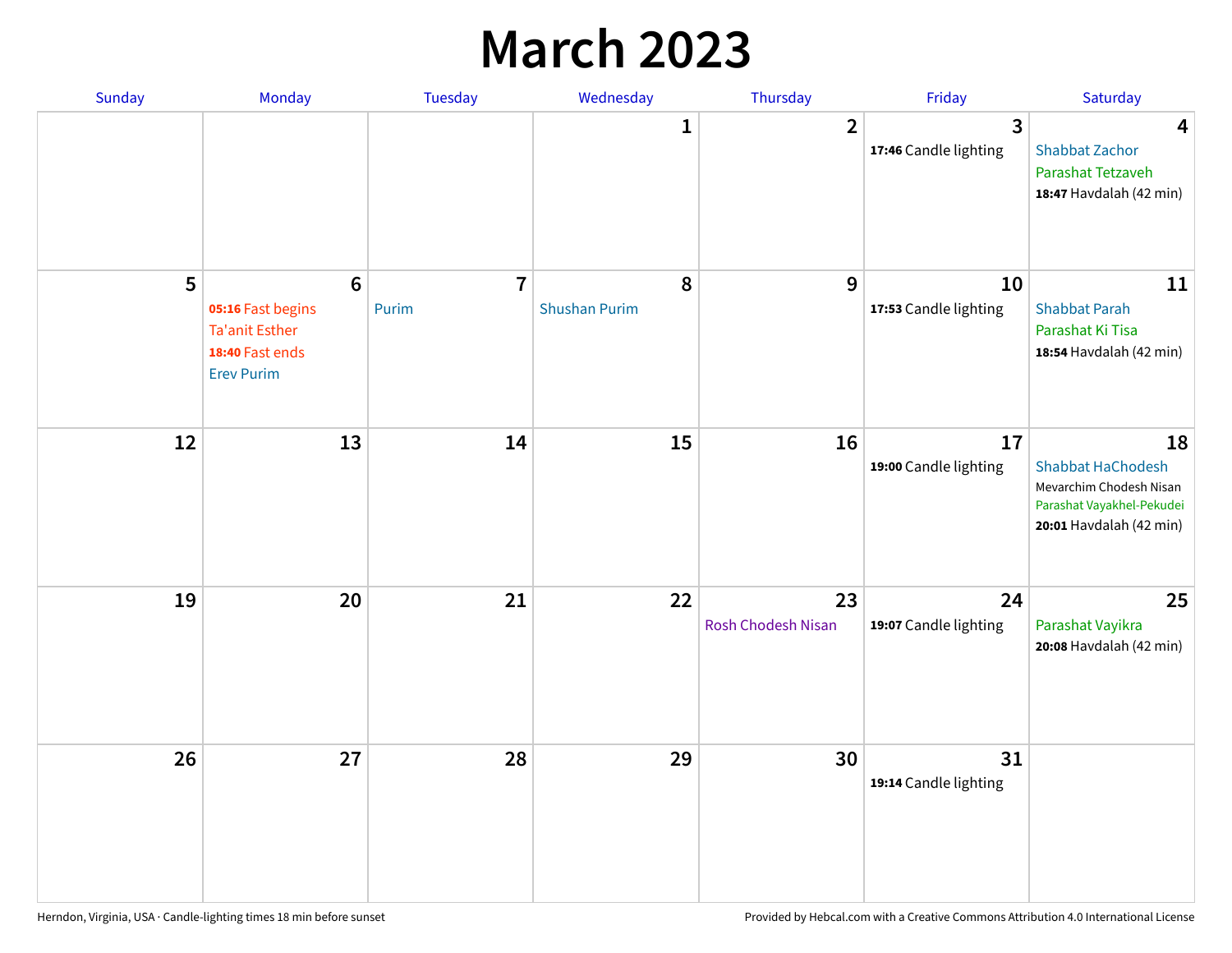# March 2023

| Sunday | Monday | Tuesday | Wednesday | Thursday | Friday | Saturday |
|---|---|---|---|---|---|---|
| | | | 1 | 2 | 3<br>**17:46** Candle lighting | 4<br>Shabbat Zachor<br>Parashat Tetzaveh<br>**18:47** Havdalah (42 min) |
| 5 | 6<br>**05:16** Fast begins<br>Ta'anit Esther<br>**18:40** Fast ends<br>Erev Purim | 7<br>Purim | 8<br>Shushan Purim | 9 | 10<br>**17:53** Candle lighting | 11<br>Shabbat Parah<br>Parashat Ki Tisa<br>**18:54** Havdalah (42 min) |
| 12 | 13 | 14 | 15 | 16 | 17<br>**19:00** Candle lighting | 18<br>Shabbat HaChodesh<br>Mevarchim Chodesh Nisan<br>Parashat Vayakhel-Pekudei<br>**20:01** Havdalah (42 min) |
| 19 | 20 | 21 | 22 | 23<br>Rosh Chodesh Nisan | 24<br>**19:07** Candle lighting | 25<br>Parashat Vayikra<br>**20:08** Havdalah (42 min) |
| 26 | 27 | 28 | 29 | 30 | 31<br>**19:14** Candle lighting | |

Herndon, Virginia, USA · Candle-lighting times 18 min before sunset

Provided by Hebcal.com with a Creative Commons Attribution 4.0 International License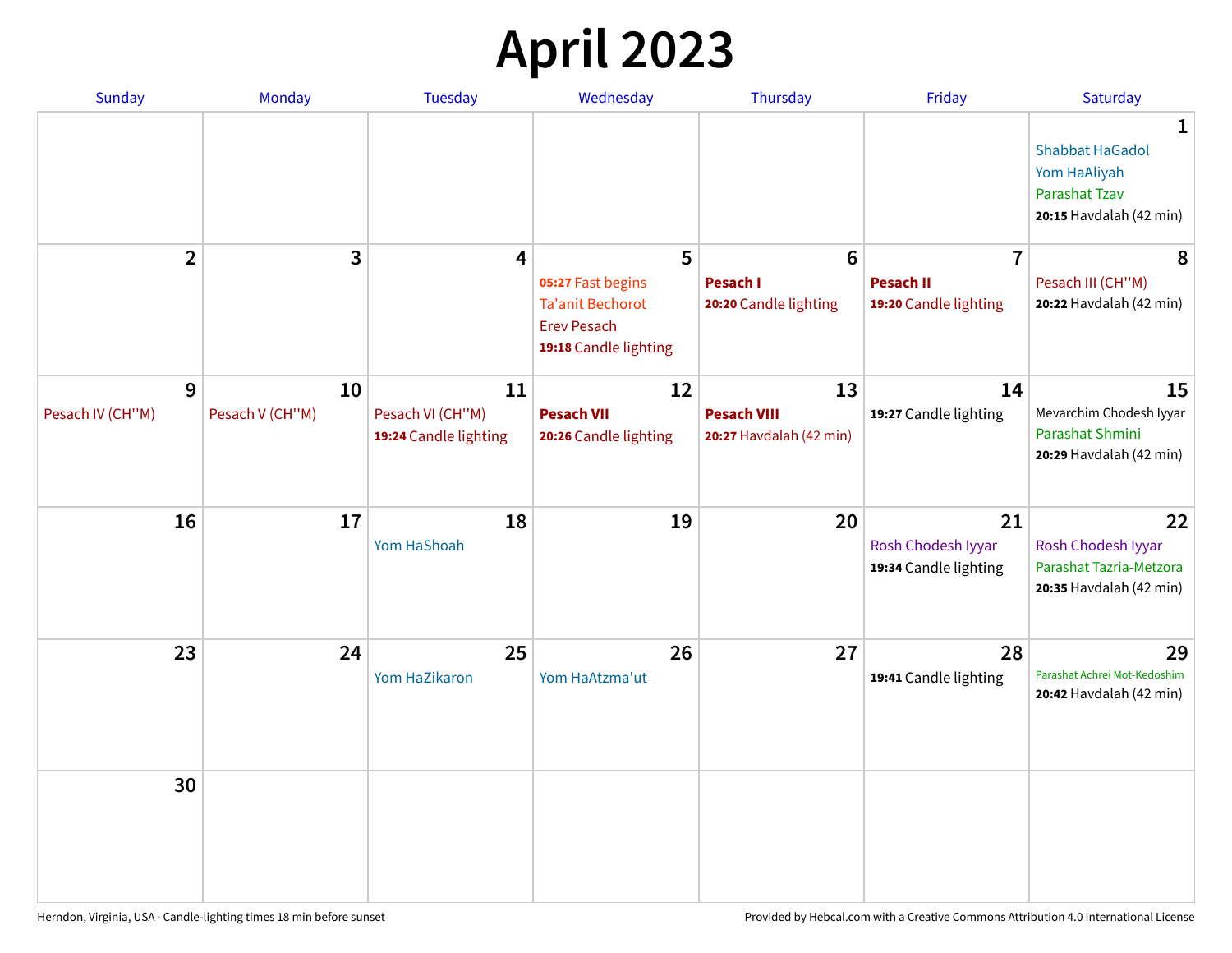# April 2023

| Sunday | Monday | Tuesday | Wednesday | Thursday | Friday | Saturday |
|---|---|---|---|---|---|---|
| | | | | | | **1**<br>Shabbat HaGadol<br>Yom HaAliyah<br>Parashat Tzav<br>**20:15** Havdalah (42 min) |
| **2** | **3** | **4** | **5**<br>**05:27** Fast begins<br>Ta'anit Bechorot<br>Erev Pesach<br>**19:18** Candle lighting | **6**<br>**Pesach I**<br>**20:20** Candle lighting | **7**<br>**Pesach II**<br>**19:20** Candle lighting | **8**<br>Pesach III (CH''M)<br>**20:22** Havdalah (42 min) |
| **9**<br>Pesach IV (CH''M) | **10**<br>Pesach V (CH''M) | **11**<br>Pesach VI (CH''M)<br>**19:24** Candle lighting | **12**<br>**Pesach VII**<br>**20:26** Candle lighting | **13**<br>**Pesach VIII**<br>**20:27** Havdalah (42 min) | **14**<br>**19:27** Candle lighting | **15**<br>Mevarchim Chodesh Iyyar<br>Parashat Shmini<br>**20:29** Havdalah (42 min) |
| **16** | **17** | **18**<br>Yom HaShoah | **19** | **20** | **21**<br>Rosh Chodesh Iyyar<br>**19:34** Candle lighting | **22**<br>Rosh Chodesh Iyyar<br>Parashat Tazria-Metzora<br>**20:35** Havdalah (42 min) |
| **23** | **24** | **25**<br>Yom HaZikaron | **26**<br>Yom HaAtzma'ut | **27** | **28**<br>**19:41** Candle lighting | **29**<br>Parashat Achrei Mot-Kedoshim<br>**20:42** Havdalah (42 min) |
| **30** | | | | | | |

Herndon, Virginia, USA · Candle-lighting times 18 min before sunset

Provided by Hebcal.com with a Creative Commons Attribution 4.0 International License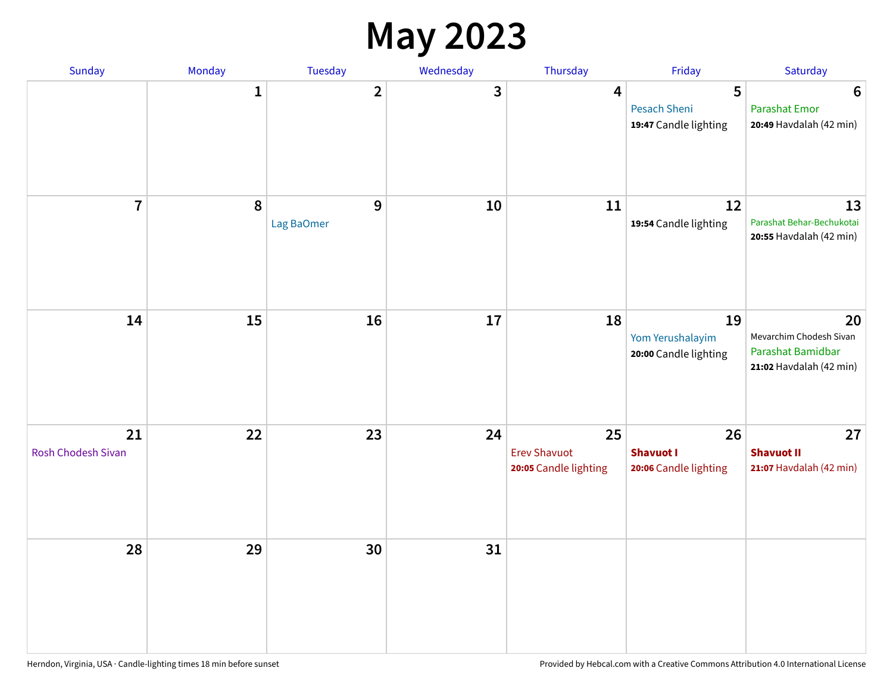# May 2023

| Sunday | Monday | Tuesday | Wednesday | Thursday | Friday | Saturday |
|---|---|---|---|---|---|---|
| | 1 | 2 | 3 | 4 | 5<br>Pesach Sheni<br>**19:47** Candle lighting | 6<br>Parashat Emor<br>**20:49** Havdalah (42 min) |
| 7 | 8 | 9<br>Lag BaOmer | 10 | 11 | 12<br>**19:54** Candle lighting | 13<br>Parashat Behar-Bechukotai<br>**20:55** Havdalah (42 min) |
| 14 | 15 | 16 | 17 | 18 | 19<br>Yom Yerushalayim<br>**20:00** Candle lighting | 20<br>Mevarchim Chodesh Sivan<br>Parashat Bamidbar<br>**21:02** Havdalah (42 min) |
| 21<br>Rosh Chodesh Sivan | 22 | 23 | 24 | 25<br>Erev Shavuot<br>**20:05** Candle lighting | 26<br>**Shavuot I**<br>**20:06** Candle lighting | 27<br>**Shavuot II**<br>**21:07** Havdalah (42 min) |
| 28 | 29 | 30 | 31 | | | |

Herndon, Virginia, USA · Candle-lighting times 18 min before sunset

Provided by Hebcal.com with a Creative Commons Attribution 4.0 International License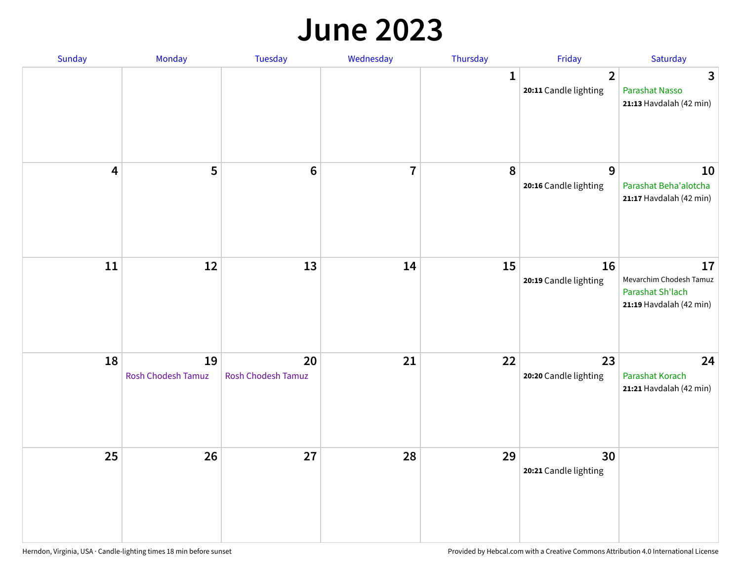# June 2023

| Sunday | Monday | Tuesday | Wednesday | Thursday | Friday | Saturday |
|---|---|---|---|---|---|---|
| | | | | 1 | 2<br>**20:11** Candle lighting | 3<br>Parashat Nasso<br>**21:13** Havdalah (42 min) |
| 4 | 5 | 6 | 7 | 8 | 9<br>**20:16** Candle lighting | 10<br>Parashat Beha'alotcha<br>**21:17** Havdalah (42 min) |
| 11 | 12 | 13 | 14 | 15 | 16<br>**20:19** Candle lighting | 17<br>Mevarchim Chodesh Tamuz<br>Parashat Sh'lach<br>**21:19** Havdalah (42 min) |
| 18 | 19<br>Rosh Chodesh Tamuz | 20<br>Rosh Chodesh Tamuz | 21 | 22 | 23<br>**20:20** Candle lighting | 24<br>Parashat Korach<br>**21:21** Havdalah (42 min) |
| 25 | 26 | 27 | 28 | 29 | 30<br>**20:21** Candle lighting | |

Herndon, Virginia, USA · Candle-lighting times 18 min before sunset

Provided by Hebcal.com with a Creative Commons Attribution 4.0 International License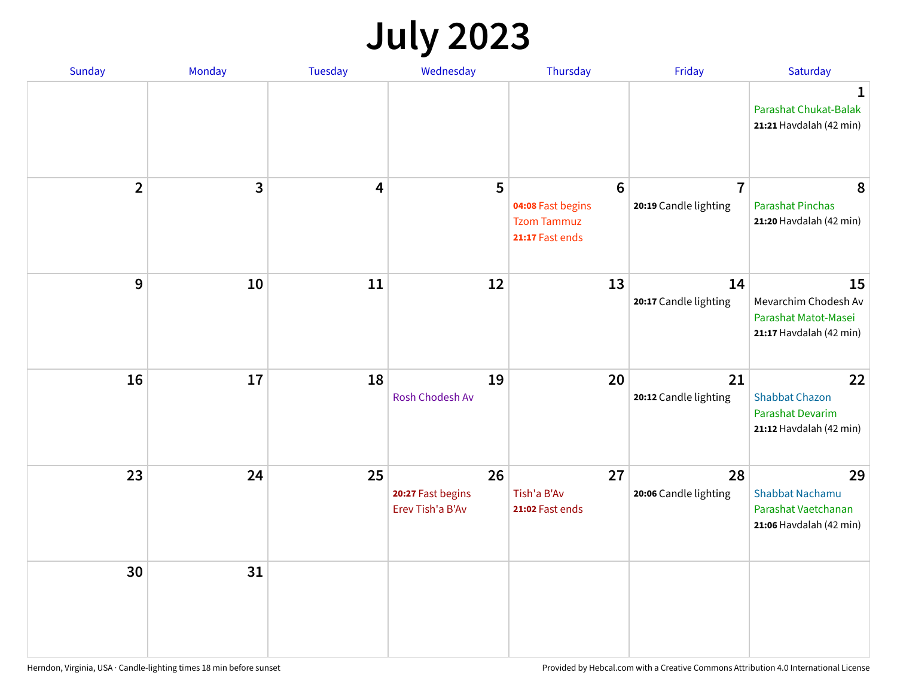# July 2023

| Sunday | Monday | Tuesday | Wednesday | Thursday | Friday | Saturday |
|---|---|---|---|---|---|---|
| | | | | | | **1** Parashat Chukat-Balak **21:21** Havdalah (42 min) |
| **2** | **3** | **4** | **5** | **6** **04:08** Fast begins Tzom Tammuz **21:17** Fast ends | **7** **20:19** Candle lighting | **8** Parashat Pinchas **21:20** Havdalah (42 min) |
| **9** | **10** | **11** | **12** | **13** | **14** **20:17** Candle lighting | **15** Mevarchim Chodesh Av Parashat Matot-Masei **21:17** Havdalah (42 min) |
| **16** | **17** | **18** | **19** Rosh Chodesh Av | **20** | **21** **20:12** Candle lighting | **22** Shabbat Chazon Parashat Devarim **21:12** Havdalah (42 min) |
| **23** | **24** | **25** | **26** **20:27** Fast begins Erev Tish'a B'Av | **27** Tish'a B'Av **21:02** Fast ends | **28** **20:06** Candle lighting | **29** Shabbat Nachamu Parashat Vaetchanan **21:06** Havdalah (42 min) |
| **30** | **31** | | | | | |

Herndon, Virginia, USA · Candle-lighting times 18 min before sunset

Provided by Hebcal.com with a Creative Commons Attribution 4.0 International License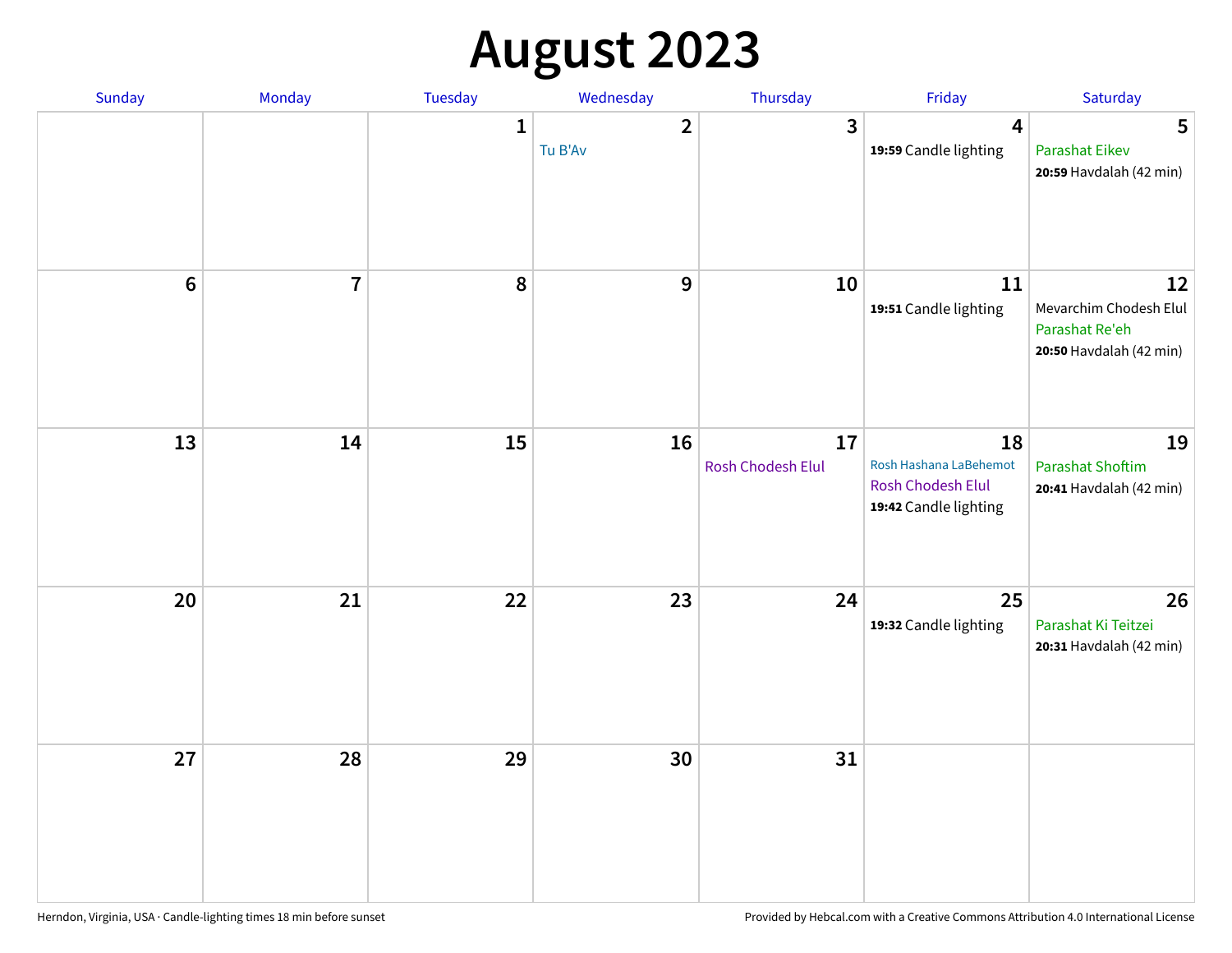# August 2023

| Sunday | Monday | Tuesday | Wednesday | Thursday | Friday | Saturday |
| --- | --- | --- | --- | --- | --- | --- |
| | | 1 | 2<br>Tu B'Av | 3 | 4<br>**19:59** Candle lighting | 5<br>Parashat Eikev<br>**20:59** Havdalah (42 min) |
| 6 | 7 | 8 | 9 | 10 | 11<br>**19:51** Candle lighting | 12<br>Mevarchim Chodesh Elul<br>Parashat Re'eh<br>**20:50** Havdalah (42 min) |
| 13 | 14 | 15 | 16 | 17<br>Rosh Chodesh Elul | 18<br>Rosh Hashana LaBehemot<br>Rosh Chodesh Elul<br>**19:42** Candle lighting | 19<br>Parashat Shoftim<br>**20:41** Havdalah (42 min) |
| 20 | 21 | 22 | 23 | 24 | 25<br>**19:32** Candle lighting | 26<br>Parashat Ki Teitzei<br>**20:31** Havdalah (42 min) |
| 27 | 28 | 29 | 30 | 31 | | |

Herndon, Virginia, USA · Candle-lighting times 18 min before sunset

Provided by Hebcal.com with a Creative Commons Attribution 4.0 International License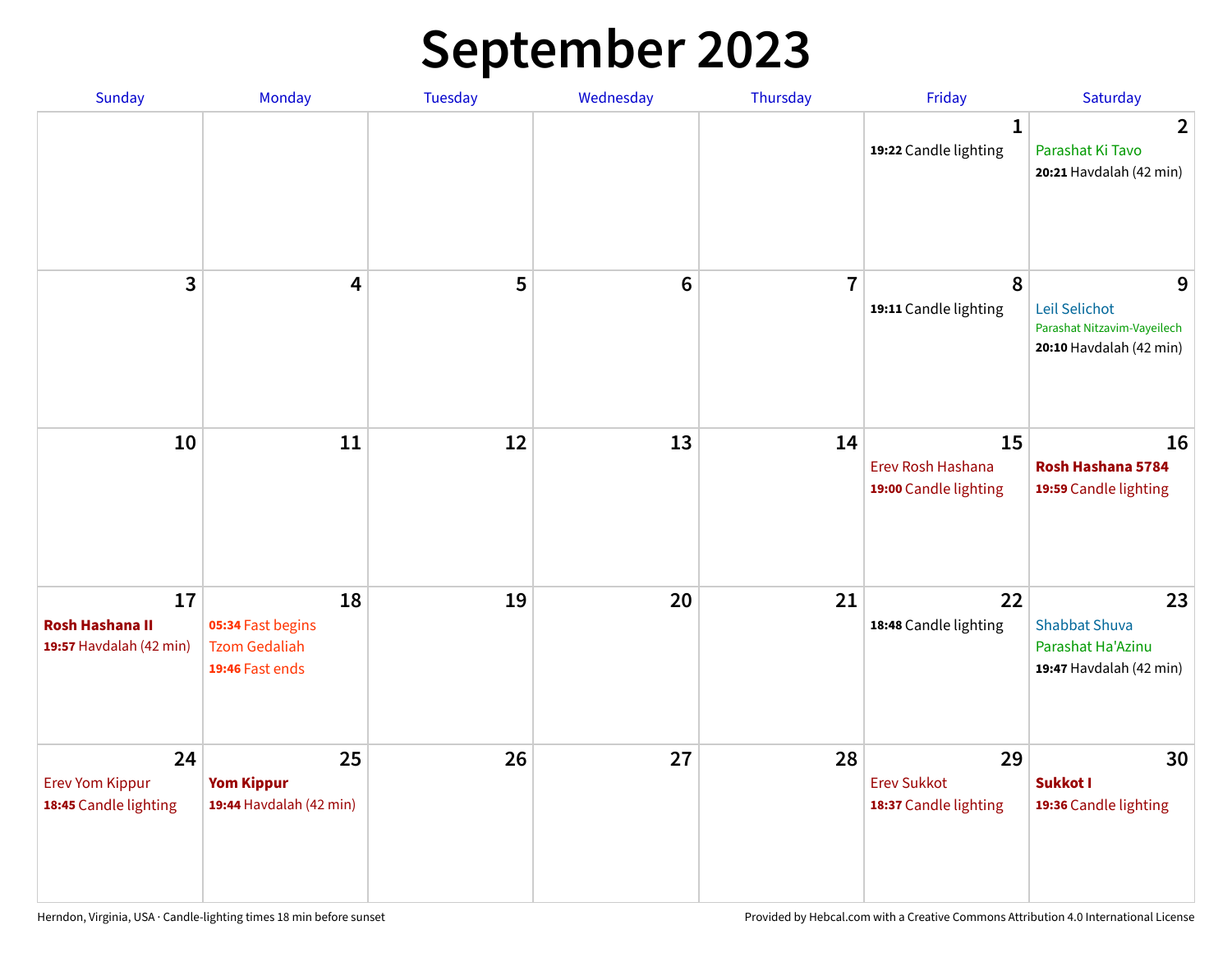# September 2023

| Sunday | Monday | Tuesday | Wednesday | Thursday | Friday | Saturday |
|---|---|---|---|---|---|---|
| | | | | | 1<br>**19:22** Candle lighting | 2<br>Parashat Ki Tavo<br>**20:21** Havdalah (42 min) |
| 3 | 4 | 5 | 6 | 7 | 8<br>**19:11** Candle lighting | 9<br>Leil Selichot<br>Parashat Nitzavim-Vayeilech<br>**20:10** Havdalah (42 min) |
| 10 | 11 | 12 | 13 | 14 | 15<br>Erev Rosh Hashana<br>**19:00** Candle lighting | 16<br>**Rosh Hashana 5784**<br>**19:59** Candle lighting |
| 17<br>**Rosh Hashana II**<br>**19:57** Havdalah (42 min) | 18<br>**05:34** Fast begins<br>Tzom Gedaliah<br>**19:46** Fast ends | 19 | 20 | 21 | 22<br>**18:48** Candle lighting | 23<br>Shabbat Shuva<br>Parashat Ha'Azinu<br>**19:47** Havdalah (42 min) |
| 24<br>Erev Yom Kippur<br>**18:45** Candle lighting | 25<br>**Yom Kippur**<br>**19:44** Havdalah (42 min) | 26 | 27 | 28 | 29<br>Erev Sukkot<br>**18:37** Candle lighting | 30<br>**Sukkot I**<br>**19:36** Candle lighting |

Herndon, Virginia, USA · Candle-lighting times 18 min before sunset

Provided by Hebcal.com with a Creative Commons Attribution 4.0 International License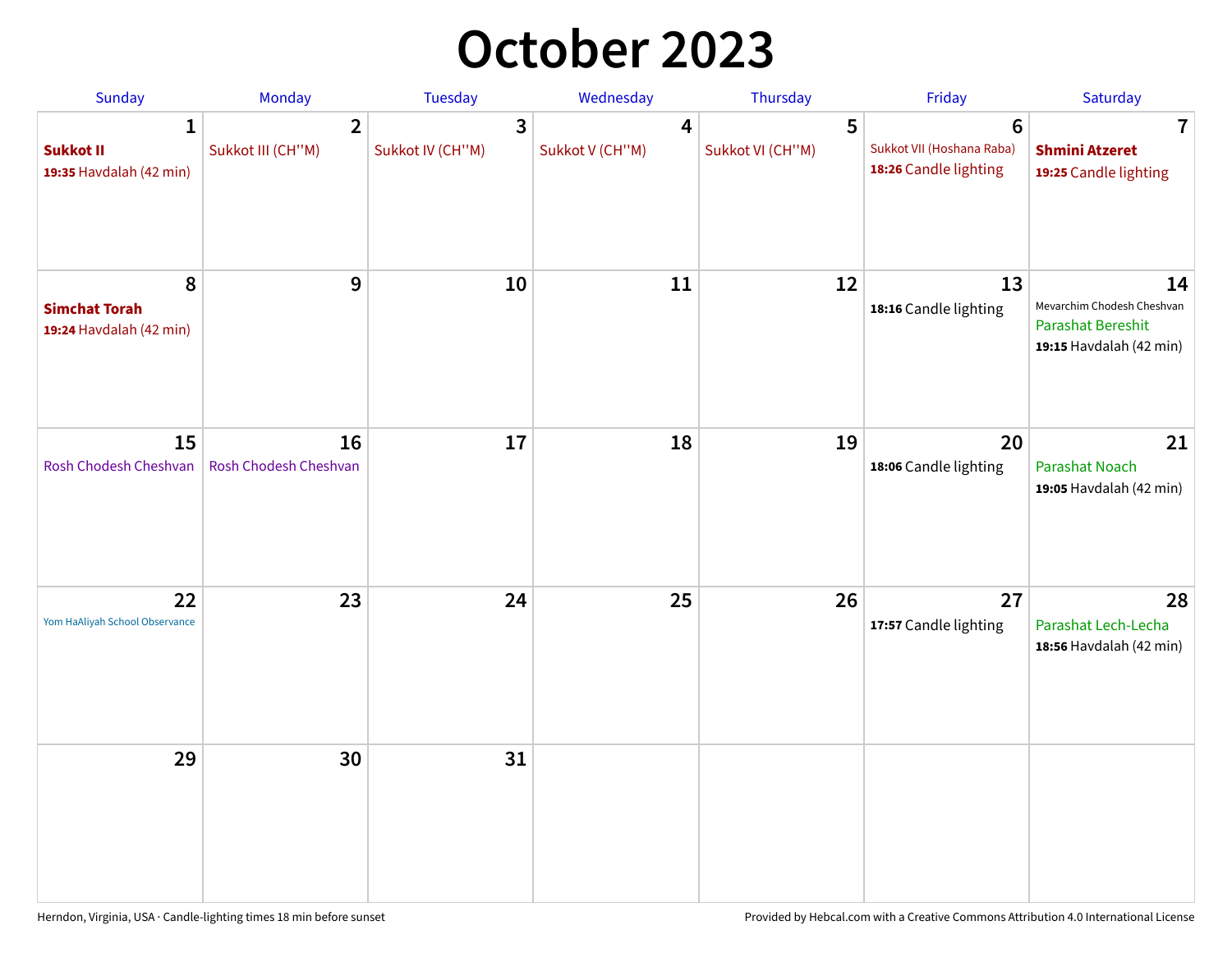# October 2023

| Sunday | Monday | Tuesday | Wednesday | Thursday | Friday | Saturday |
|---|---|---|---|---|---|---|
| **1**<br>**Sukkot II**<br>**19:35** Havdalah (42 min) | **2**<br>Sukkot III (CH''M) | **3**<br>Sukkot IV (CH''M) | **4**<br>Sukkot V (CH''M) | **5**<br>Sukkot VI (CH''M) | **6**<br>Sukkot VII (Hoshana Raba)<br>**18:26** Candle lighting | **7**<br>**Shmini Atzeret**<br>**19:25** Candle lighting |
| **8**<br>**Simchat Torah**<br>**19:24** Havdalah (42 min) | **9** | **10** | **11** | **12** | **13**<br>**18:16** Candle lighting | **14**<br>Mevarchim Chodesh Cheshvan<br>Parashat Bereshit<br>**19:15** Havdalah (42 min) |
| **15**<br>Rosh Chodesh Cheshvan | **16**<br>Rosh Chodesh Cheshvan | **17** | **18** | **19** | **20**<br>**18:06** Candle lighting | **21**<br>Parashat Noach<br>**19:05** Havdalah (42 min) |
| **22**<br>Yom HaAliyah School Observance | **23** | **24** | **25** | **26** | **27**<br>**17:57** Candle lighting | **28**<br>Parashat Lech-Lecha<br>**18:56** Havdalah (42 min) |
| **29** | **30** | **31** | | | | |

Herndon, Virginia, USA · Candle-lighting times 18 min before sunset

Provided by Hebcal.com with a Creative Commons Attribution 4.0 International License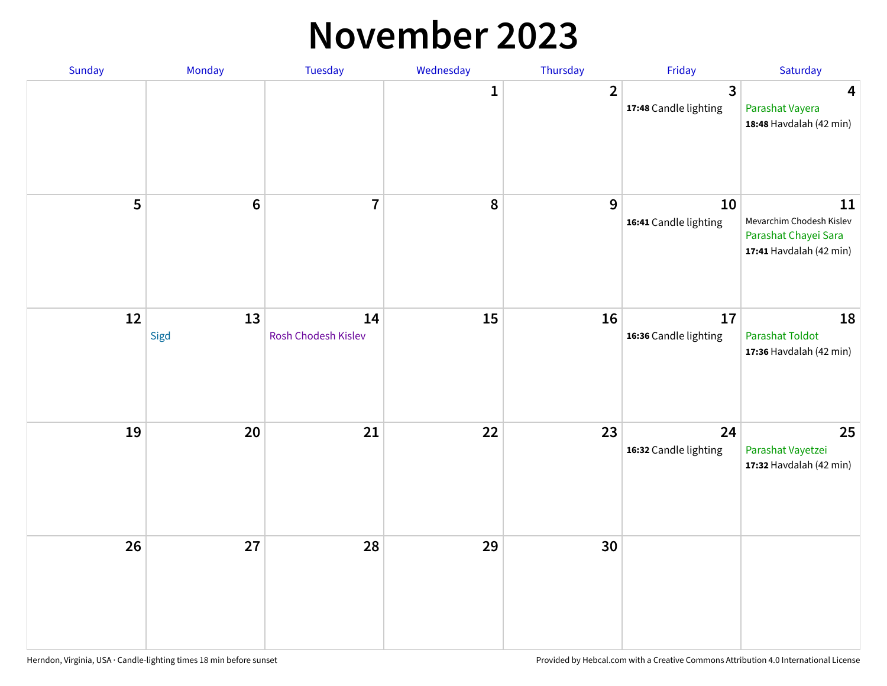# November 2023

| Sunday | Monday | Tuesday | Wednesday | Thursday | Friday | Saturday |
|---|---|---|---|---|---|---|
| | | | 1 | 2 | 3<br>**17:48** Candle lighting | 4<br>Parashat Vayera<br>**18:48** Havdalah (42 min) |
| 5 | 6 | 7 | 8 | 9 | 10<br>**16:41** Candle lighting | 11<br>Mevarchim Chodesh Kislev<br>Parashat Chayei Sara<br>**17:41** Havdalah (42 min) |
| 12 | 13<br>Sigd | 14<br>Rosh Chodesh Kislev | 15 | 16 | 17<br>**16:36** Candle lighting | 18<br>Parashat Toldot<br>**17:36** Havdalah (42 min) |
| 19 | 20 | 21 | 22 | 23 | 24<br>**16:32** Candle lighting | 25<br>Parashat Vayetzei<br>**17:32** Havdalah (42 min) |
| 26 | 27 | 28 | 29 | 30 | | |

Herndon, Virginia, USA · Candle-lighting times 18 min before sunset

Provided by Hebcal.com with a Creative Commons Attribution 4.0 International License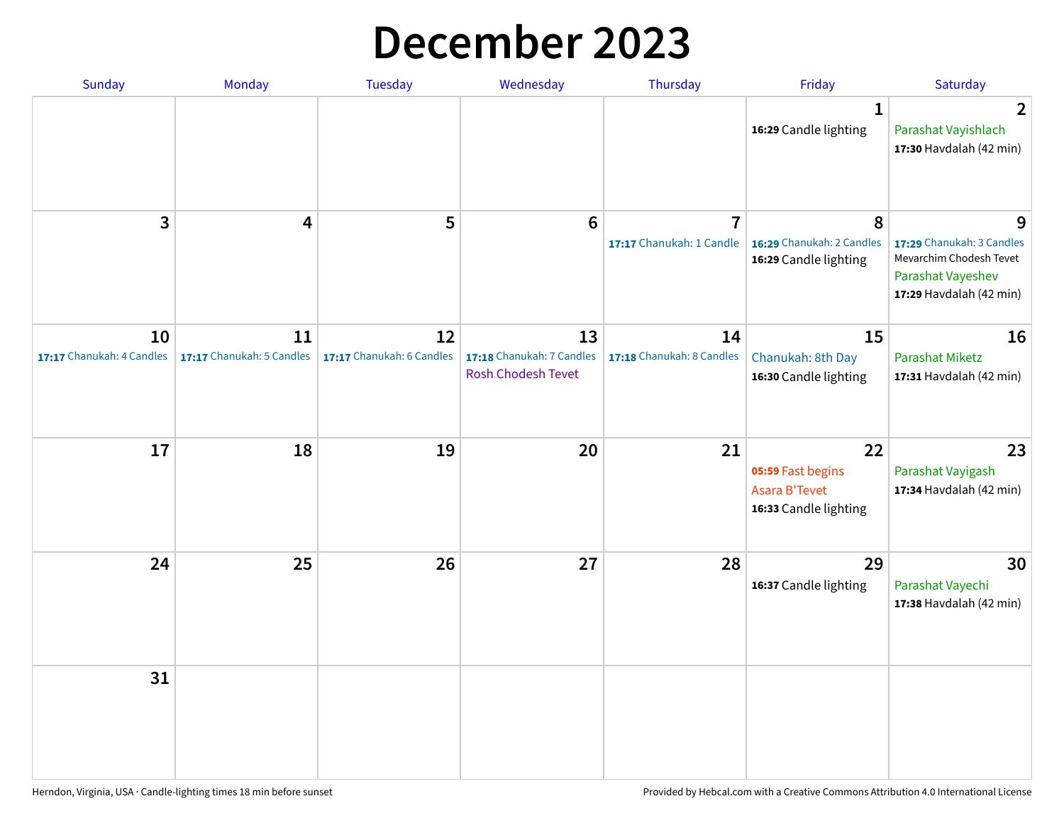# December 2023

| Sunday | Monday | Tuesday | Wednesday | Thursday | Friday | Saturday |
|---|---|---|---|---|---|---|
| | | | | | **1** <br> **16:29** Candle lighting | **2** <br> Parashat Vayishlach <br> **17:30** Havdalah (42 min) |
| **3** | **4** | **5** | **6** | **7** <br> **17:17** Chanukah: 1 Candle | **8** <br> **16:29** Chanukah: 2 Candles <br> **16:29** Candle lighting | **9** <br> **17:29** Chanukah: 3 Candles <br> Mevarchim Chodesh Tevet <br> Parashat Vayeshev <br> **17:29** Havdalah (42 min) |
| **10** <br> **17:17** Chanukah: 4 Candles | **11** <br> **17:17** Chanukah: 5 Candles | **12** <br> **17:17** Chanukah: 6 Candles | **13** <br> **17:18** Chanukah: 7 Candles <br> Rosh Chodesh Tevet | **14** <br> **17:18** Chanukah: 8 Candles | **15** <br> Chanukah: 8th Day <br> **16:30** Candle lighting | **16** <br> Parashat Miketz <br> **17:31** Havdalah (42 min) |
| **17** | **18** | **19** | **20** | **21** | **22** <br> **05:59** Fast begins <br> Asara B'Tevet <br> **16:33** Candle lighting | **23** <br> Parashat Vayigash <br> **17:34** Havdalah (42 min) |
| **24** | **25** | **26** | **27** | **28** | **29** <br> **16:37** Candle lighting | **30** <br> Parashat Vayechi <br> **17:38** Havdalah (42 min) |
| **31** | | | | | | |

Herndon, Virginia, USA · Candle-lighting times 18 min before sunset

Provided by Hebcal.com with a Creative Commons Attribution 4.0 International License